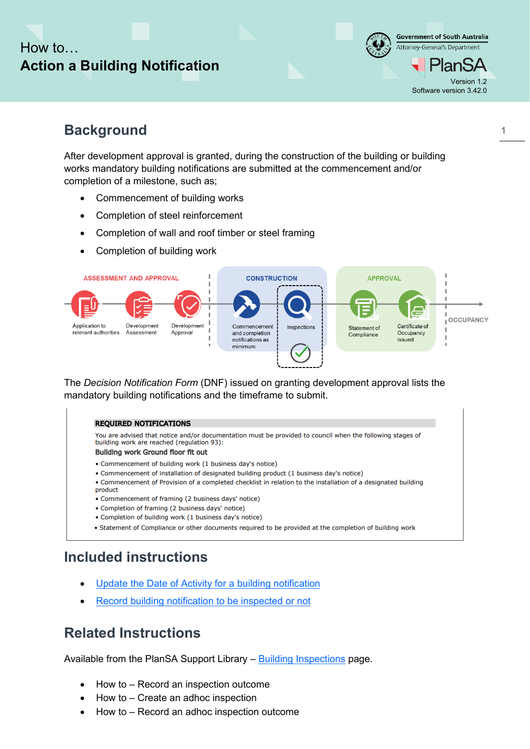How to…

# Action a Building Notification

Government of South Australia
Attorney-General's Department

PlanSA

Version 1.2
Software version 3.42.0

## Background

After development approval is granted, during the construction of the building or building works mandatory building notifications are submitted at the commencement and/or completion of a milestone, such as;

- Commencement of building works
- Completion of steel reinforcement
- Completion of wall and roof timber or steel framing
- Completion of building work

ASSESSMENT AND APPROVAL: Application to relevant authorities → Development Assessment → Development Approval

CONSTRUCTION: Commencement and completion notifications as minimum → Inspections

APPROVAL: Statement of Compliance → Certificate of Occupancy issued

OCCUPANCY

The *Decision Notification Form* (DNF) issued on granting development approval lists the mandatory building notifications and the timeframe to submit.

**REQUIRED NOTIFICATIONS**

You are advised that notice and/or documentation must be provided to council when the following stages of building work are reached (regulation 93):

**Building work Ground floor fit out**

- Commencement of building work (1 business day's notice)
- Commencement of installation of designated building product (1 business day's notice)
- Commencement of Provision of a completed checklist in relation to the installation of a designated building product
- Commencement of framing (2 business days' notice)
- Completion of framing (2 business days' notice)
- Completion of building work (1 business day's notice)
- Statement of Compliance or other documents required to be provided at the completion of building work

## Included instructions

- [Update the Date of Activity for a building notification]
- [Record building notification to be inspected or not]

## Related Instructions

Available from the PlanSA Support Library – [Building Inspections] page.

- How to – Record an inspection outcome
- How to – Create an adhoc inspection
- How to – Record an adhoc inspection outcome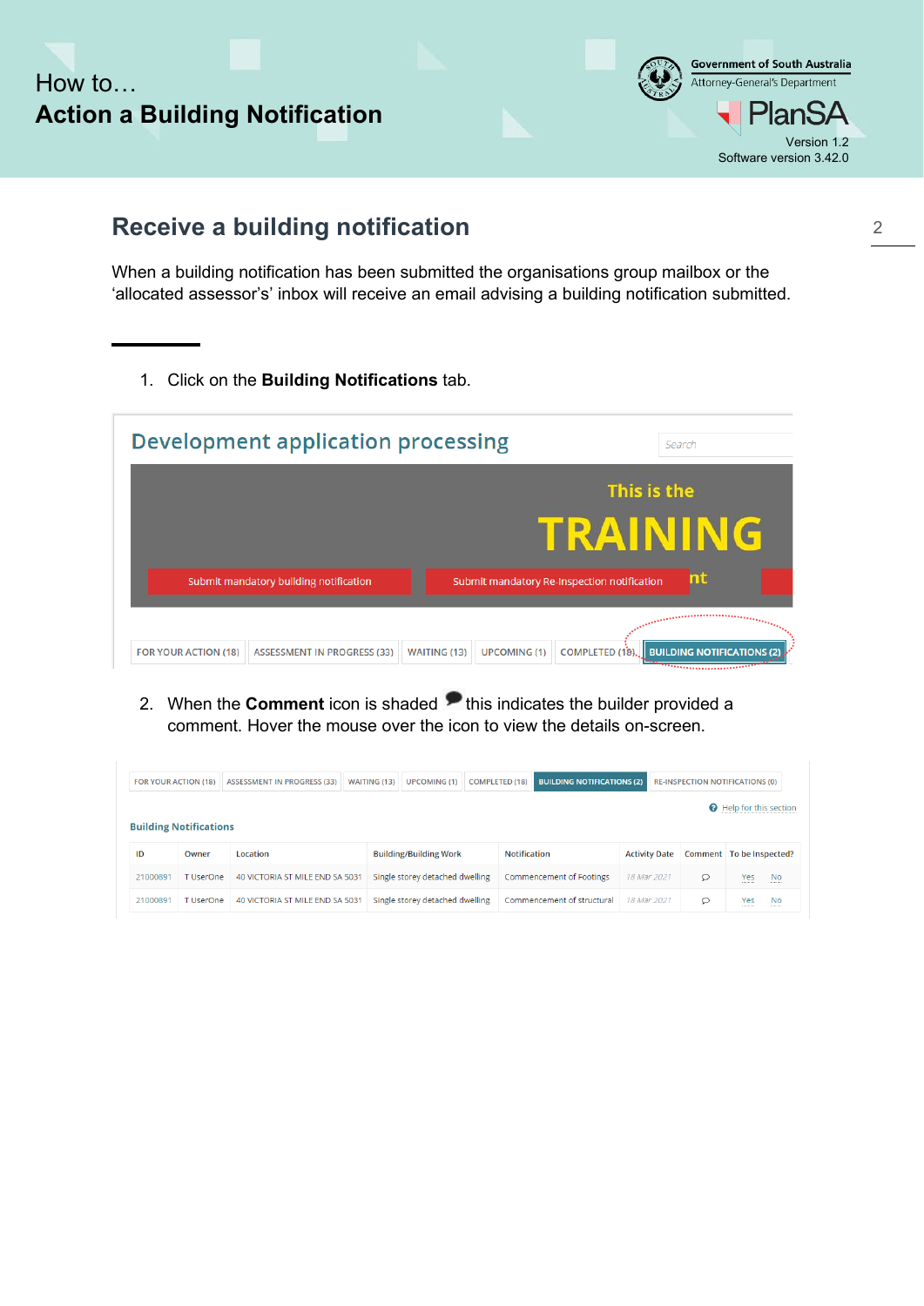## Receive a building notification

When a building notification has been submitted the organisations group mailbox or the ‘allocated assessor’s’ inbox will receive an email advising a building notification submitted.

1. Click on the **Building Notifications** tab.

2. When the **Comment** icon is shaded this indicates the builder provided a comment. Hover the mouse over the icon to view the details on-screen.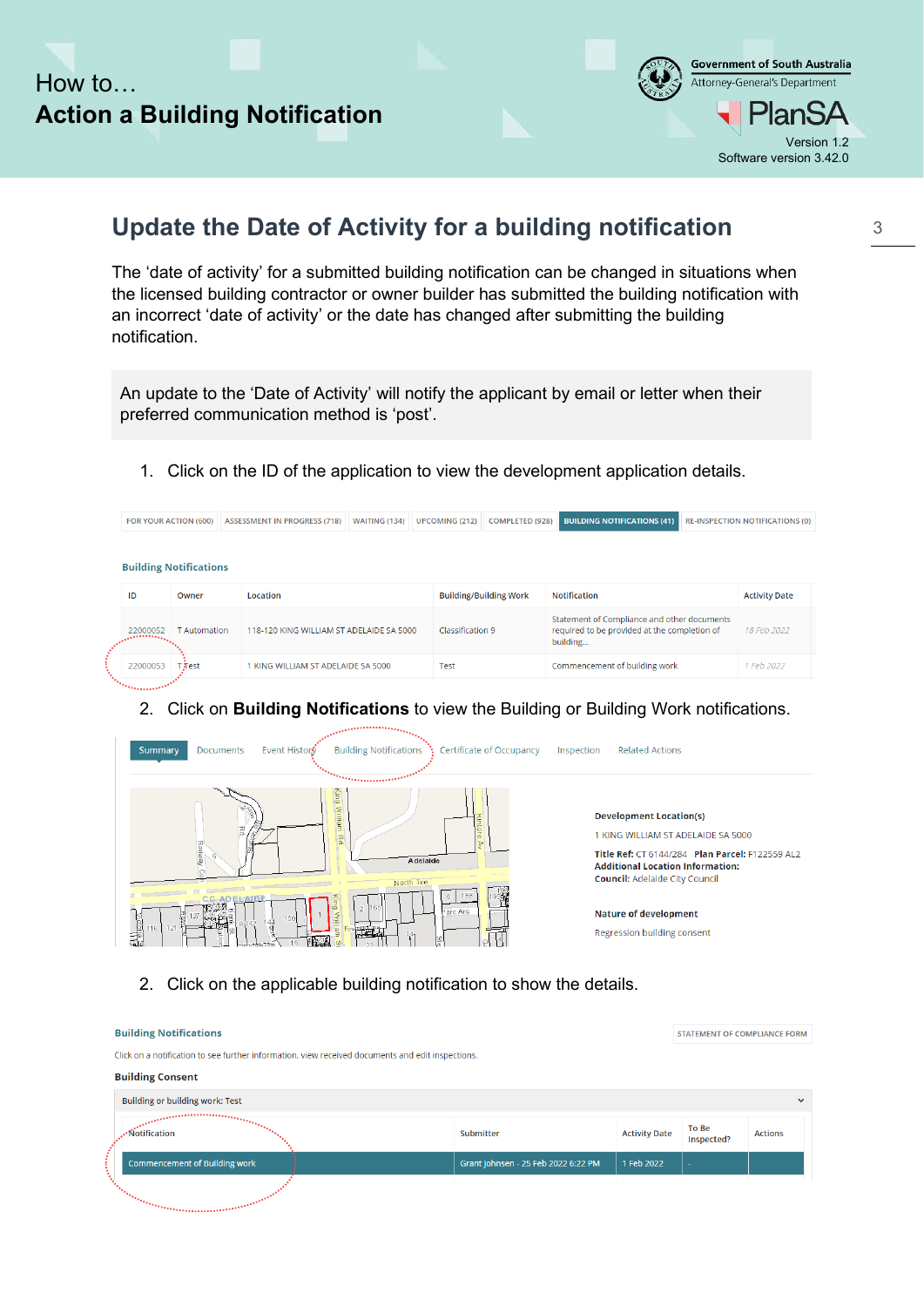## Update the Date of Activity for a building notification

The ‘date of activity’ for a submitted building notification can be changed in situations when the licensed building contractor or owner builder has submitted the building notification with an incorrect ‘date of activity’ or the date has changed after submitting the building notification.

> An update to the ‘Date of Activity’ will notify the applicant by email or letter when their preferred communication method is ‘post’.

1. Click on the ID of the application to view the development application details.

FOR YOUR ACTION (600) | ASSESSMENT IN PROGRESS (718) | WAITING (134) | UPCOMING (212) | COMPLETED (928) | BUILDING NOTIFICATIONS (41) | RE-INSPECTION NOTIFICATIONS (0)

**Building Notifications**

| ID | Owner | Location | Building/Building Work | Notification | Activity Date |
|---|---|---|---|---|---|
| 22000052 | T Automation | 118-120 KING WILLIAM ST ADELAIDE SA 5000 | Classification 9 | Statement of Compliance and other documents required to be provided at the completion of building... | 18 Feb 2022 |
| 22000053 | T Test | 1 KING WILLIAM ST ADELAIDE SA 5000 | Test | Commencement of building work | 1 Feb 2022 |

2. Click on **Building Notifications** to view the Building or Building Work notifications.

Summary | Documents | Event History | Building Notifications | Certificate of Occupancy | Inspection | Related Actions

**Development Location(s)**
1 KING WILLIAM ST ADELAIDE SA 5000
**Title Ref:** CT 6144/284 **Plan Parcel:** F122559 AL2
**Additional Location Information:**
**Council:** Adelaide City Council

**Nature of development**
Regression building consent

2. Click on the applicable building notification to show the details.

**Building Notifications** | STATEMENT OF COMPLIANCE FORM

Click on a notification to see further information, view received documents and edit inspections.

**Building Consent**

Building or building work: Test

| Notification | Submitter | Activity Date | To Be Inspected? | Actions |
|---|---|---|---|---|
| Commencement of Building work | Grant Johnsen - 25 Feb 2022 6:22 PM | 1 Feb 2022 | - | |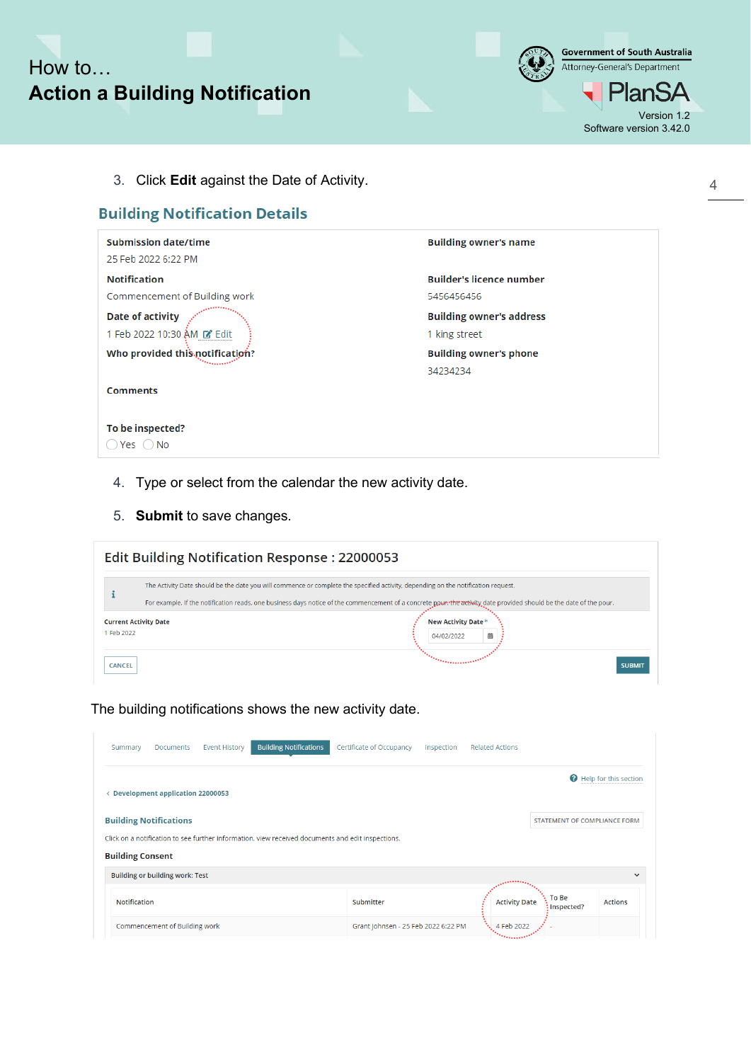3. Click **Edit** against the Date of Activity.

## Building Notification Details

| | |
|---|---|
| **Submission date/time** | **Building owner's name** |
| 25 Feb 2022 6:22 PM | |
| **Notification** | **Builder's licence number** |
| Commencement of Building work | 5456456456 |
| **Date of activity** | **Building owner's address** |
| 1 Feb 2022 10:30 AM Edit | 1 king street |
| **Who provided this notification?** | **Building owner's phone** |
| | 34234234 |
| **Comments** | |
| **To be inspected?** | |
| ◯ Yes ◯ No | |

4. Type or select from the calendar the new activity date.
5. **Submit** to save changes.

### Edit Building Notification Response : 22000053

The Activity Date should be the date you will commence or complete the specified activity, depending on the notification request.

For example, If the notification reads, one business days notice of the commencement of a concrete pour, the activity date provided should be the date of the pour.

**Current Activity Date**
1 Feb 2022

**New Activity Date** *
04/02/2022

CANCEL SUBMIT

The building notifications shows the new activity date.

Summary | Documents | Event History | Building Notifications | Certificate of Occupancy | Inspection | Related Actions

Help for this section

‹ Development application 22000053

**Building Notifications**

STATEMENT OF COMPLIANCE FORM

Click on a notification to see further information, view received documents and edit inspections.

**Building Consent**

Building or building work: Test

| Notification | Submitter | Activity Date | To Be Inspected? | Actions |
|---|---|---|---|---|
| Commencement of Building work | Grant Johnsen - 25 Feb 2022 6:22 PM | 4 Feb 2022 | - | |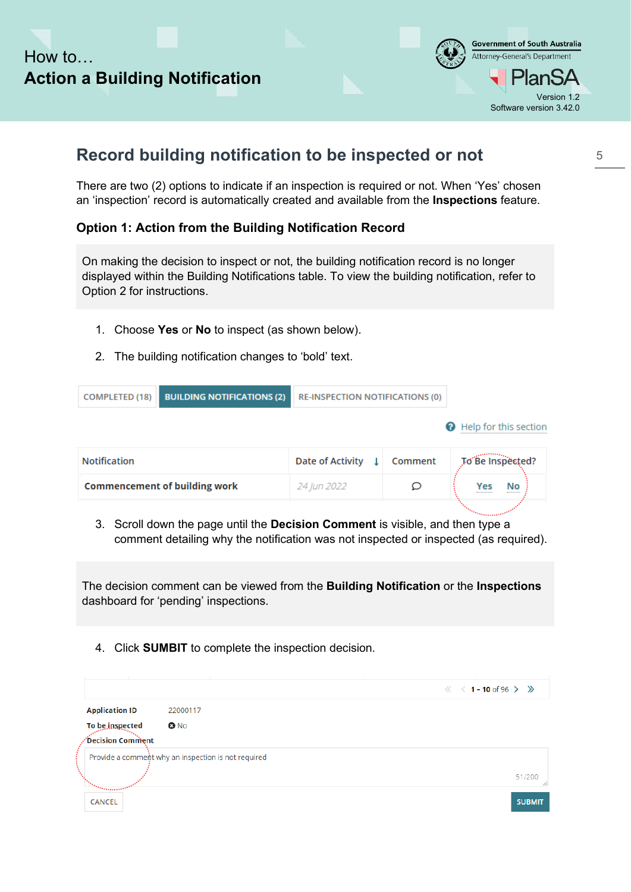## Record building notification to be inspected or not

There are two (2) options to indicate if an inspection is required or not. When 'Yes' chosen an 'inspection' record is automatically created and available from the **Inspections** feature.

### Option 1: Action from the Building Notification Record

On making the decision to inspect or not, the building notification record is no longer displayed within the Building Notifications table. To view the building notification, refer to Option 2 for instructions.

1. Choose **Yes** or **No** to inspect (as shown below).
2. The building notification changes to 'bold' text.

COMPLETED (18) | BUILDING NOTIFICATIONS (2) | RE-INSPECTION NOTIFICATIONS (0)

Help for this section

| Notification | Date of Activity | Comment | To Be Inspected? |
|---|---|---|---|
| **Commencement of building work** | *24 Jun 2022* | | Yes No |

3. Scroll down the page until the **Decision Comment** is visible, and then type a comment detailing why the notification was not inspected or inspected (as required).

The decision comment can be viewed from the **Building Notification** or the **Inspections** dashboard for 'pending' inspections.

4. Click **SUMBIT** to complete the inspection decision.

1 - 10 of 96

**Application ID** 22000117

**To be inspected** No

**Decision Comment**

Provide a comment why an inspection is not required

51/200

CANCEL | SUBMIT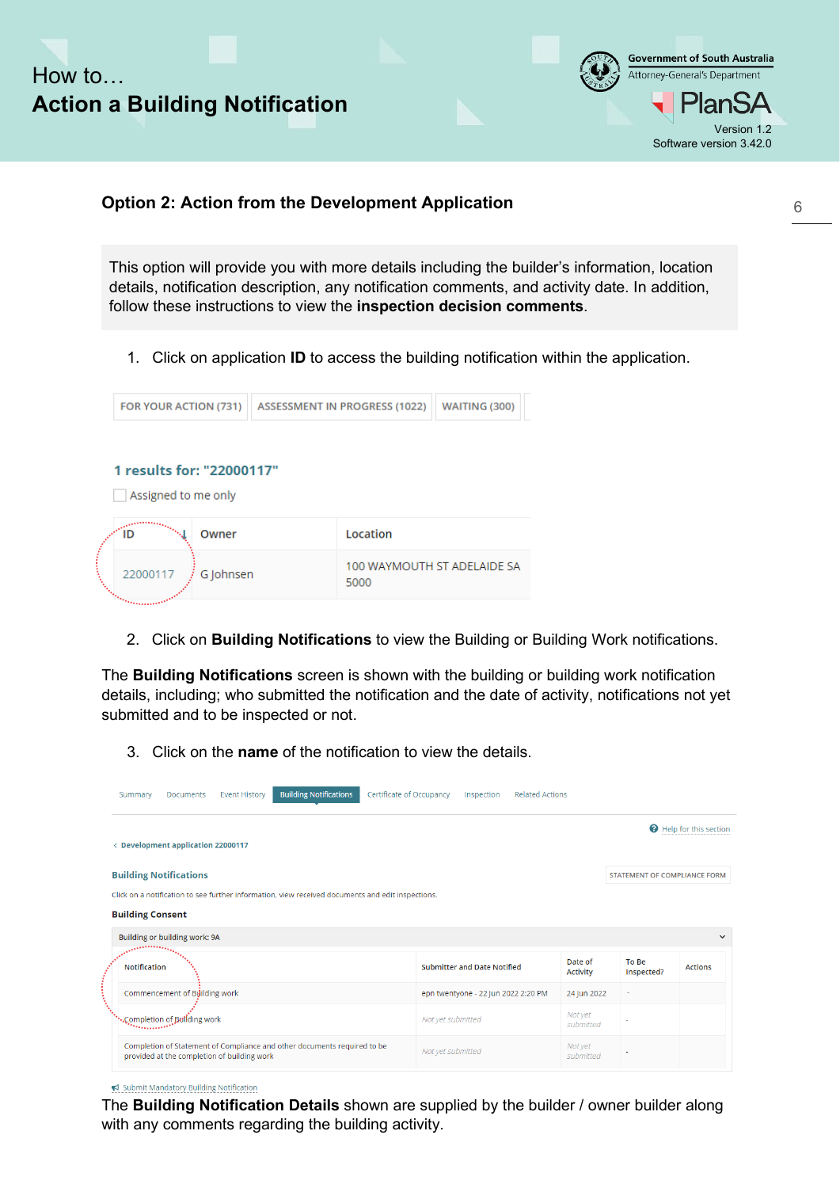## Option 2: Action from the Development Application

This option will provide you with more details including the builder's information, location details, notification description, any notification comments, and activity date. In addition, follow these instructions to view the **inspection decision comments**.

1. Click on application **ID** to access the building notification within the application.

FOR YOUR ACTION (731) | ASSESSMENT IN PROGRESS (1022) | WAITING (300)

**1 results for: "22000117"**

☐ Assigned to me only

| ID | Owner | Location |
|---|---|---|
| 22000117 | G Johnsen | 100 WAYMOUTH ST ADELAIDE SA 5000 |

2. Click on **Building Notifications** to view the Building or Building Work notifications.

The **Building Notifications** screen is shown with the building or building work notification details, including; who submitted the notification and the date of activity, notifications not yet submitted and to be inspected or not.

3. Click on the **name** of the notification to view the details.

Summary | Documents | Event History | Building Notifications | Certificate of Occupancy | Inspection | Related Actions

Help for this section

‹ Development application 22000117

**Building Notifications** — STATEMENT OF COMPLIANCE FORM

Click on a notification to see further information, view received documents and edit inspections.

**Building Consent**

Building or building work: 9A

| Notification | Submitter and Date Notified | Date of Activity | To Be Inspected? | Actions |
|---|---|---|---|---|
| Commencement of Building work | epn twentyone - 22 Jun 2022 2:20 PM | 24 Jun 2022 | - | |
| Completion of Building work | *Not yet submitted* | *Not yet submitted* | - | |
| Completion of Statement of Compliance and other documents required to be provided at the completion of building work | *Not yet submitted* | *Not yet submitted* | - | |

Submit Mandatory Building Notification

The **Building Notification Details** shown are supplied by the builder / owner builder along with any comments regarding the building activity.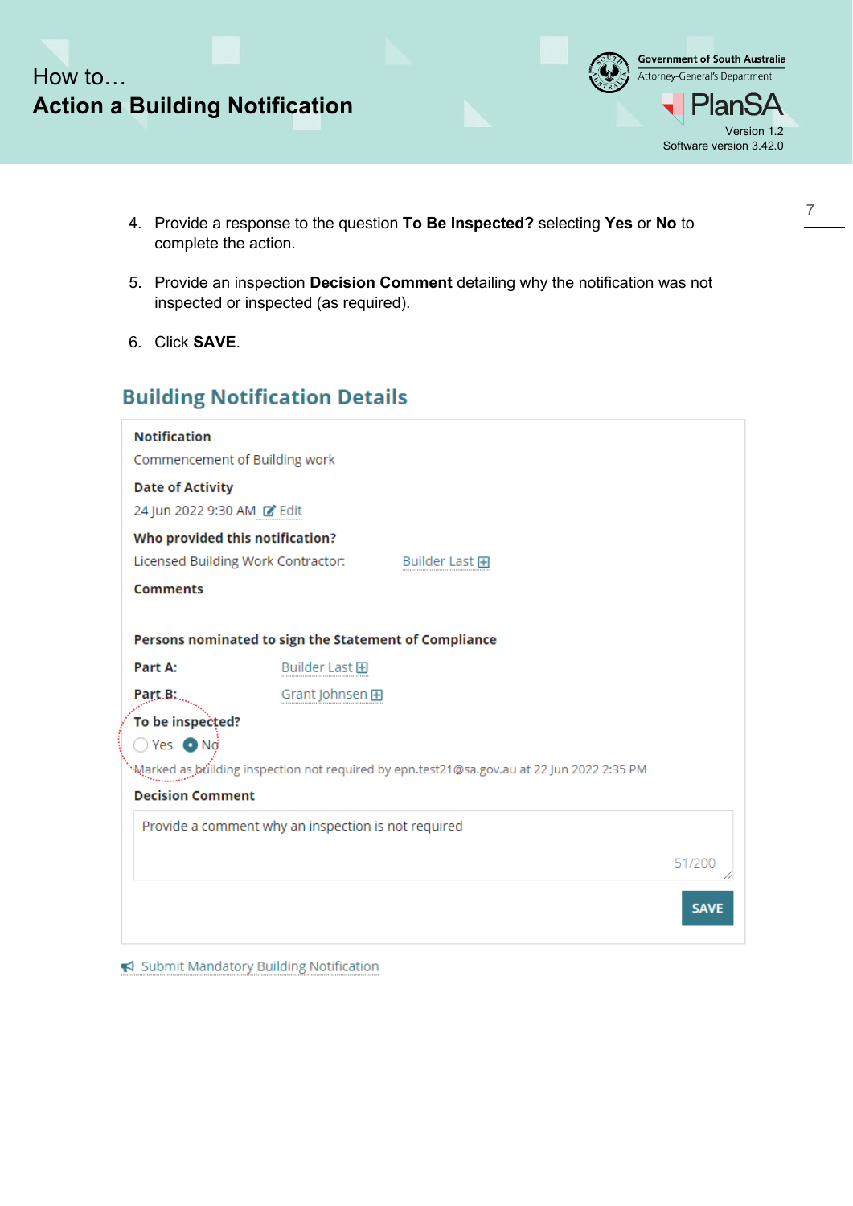4. Provide a response to the question **To Be Inspected?** selecting **Yes** or **No** to complete the action.

5. Provide an inspection **Decision Comment** detailing why the notification was not inspected or inspected (as required).

6. Click **SAVE**.

## Building Notification Details

**Notification**

Commencement of Building work

**Date of Activity**

24 Jun 2022 9:30 AM Edit

**Who provided this notification?**

Licensed Building Work Contractor: Builder Last

**Comments**

**Persons nominated to sign the Statement of Compliance**

**Part A:** Builder Last

**Part B:** Grant Johnsen

**To be inspected?**

Yes No

Marked as building inspection not required by epn.test21@sa.gov.au at 22 Jun 2022 2:35 PM

**Decision Comment**

Provide a comment why an inspection is not required

51/200

SAVE

Submit Mandatory Building Notification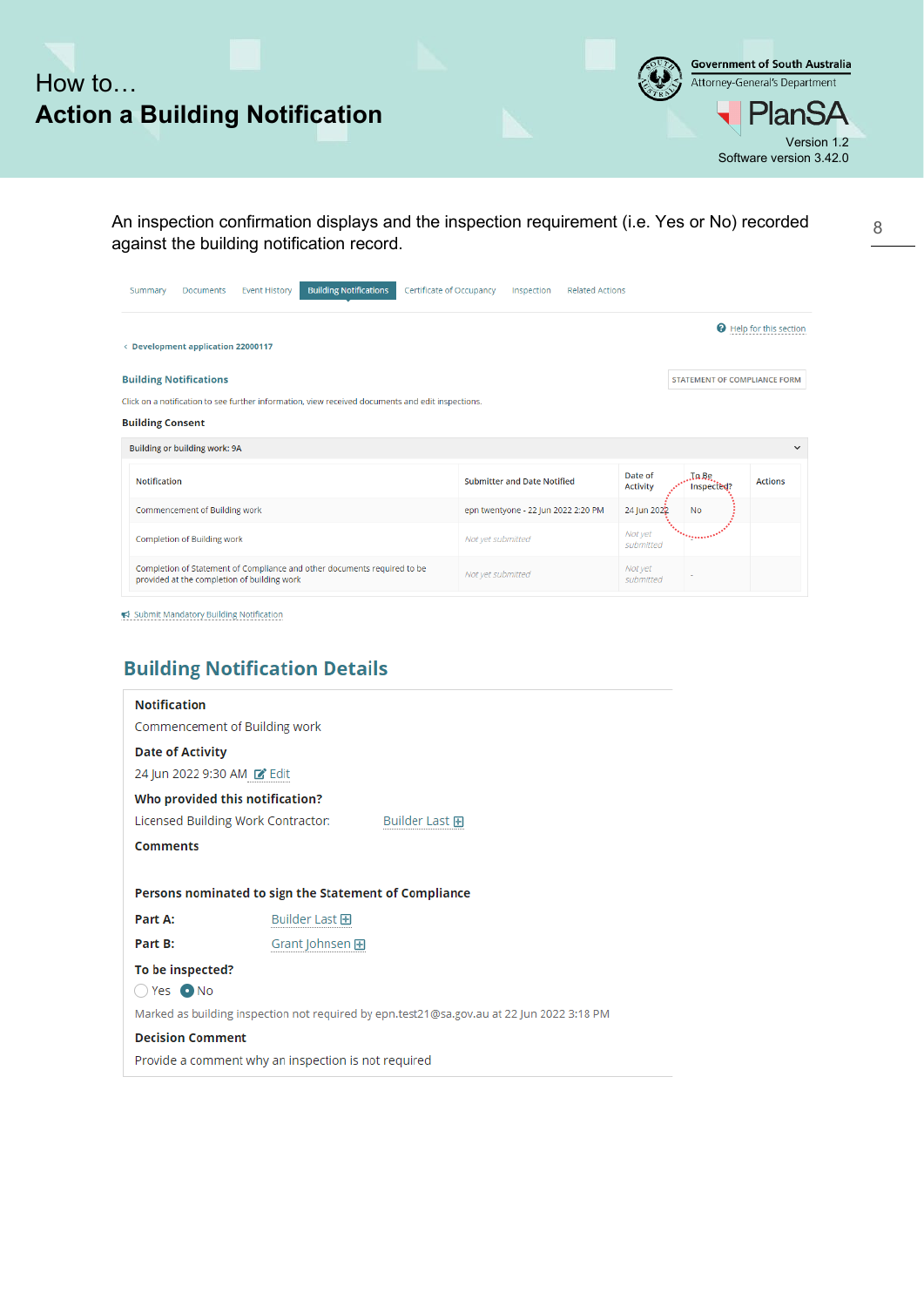An inspection confirmation displays and the inspection requirement (i.e. Yes or No) recorded against the building notification record.

Summary Documents Event History **Building Notifications** Certificate of Occupancy Inspection Related Actions

Help for this section

‹ Development application 22000117

**Building Notifications**

STATEMENT OF COMPLIANCE FORM

Click on a notification to see further information, view received documents and edit inspections.

**Building Consent**

Building or building work: 9A

| Notification | Submitter and Date Notified | Date of Activity | To Be Inspected? | Actions |
|---|---|---|---|---|
| Commencement of Building work | epn twentyone - 22 Jun 2022 2:20 PM | 24 Jun 2022 | No | |
| Completion of Building work | *Not yet submitted* | *Not yet submitted* | | |
| Completion of Statement of Compliance and other documents required to be provided at the completion of building work | *Not yet submitted* | *Not yet submitted* | - | |

Submit Mandatory Building Notification

## Building Notification Details

**Notification**

Commencement of Building work

**Date of Activity**

24 Jun 2022 9:30 AM Edit

**Who provided this notification?**

Licensed Building Work Contractor: Builder Last

**Comments**

**Persons nominated to sign the Statement of Compliance**

**Part A:** Builder Last

**Part B:** Grant Johnsen

**To be inspected?**

○ Yes ● No

Marked as building inspection not required by epn.test21@sa.gov.au at 22 Jun 2022 3:18 PM

**Decision Comment**

Provide a comment why an inspection is not required